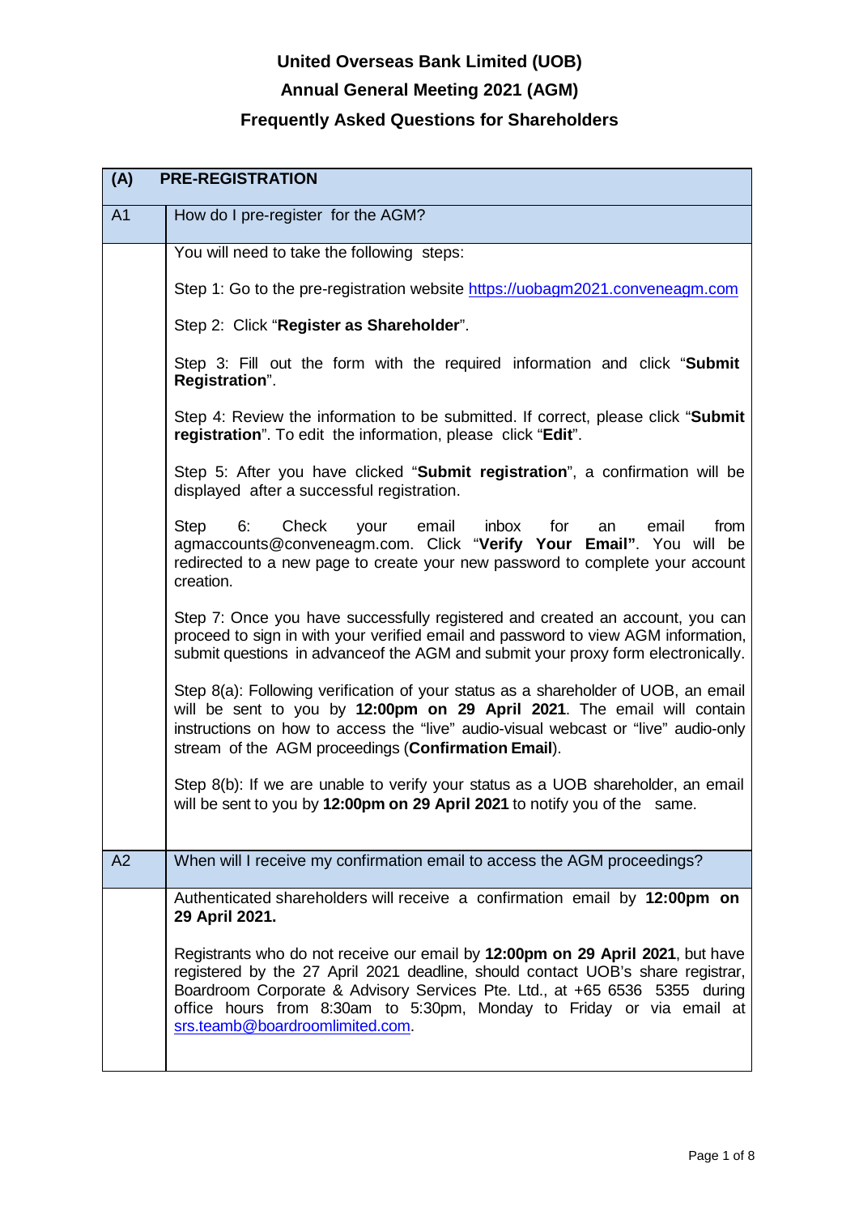# United Overseas Bank Limited (UOB)

## Annual General Meeting 2021 (AGM)

## Frequently Asked Questions for Shareholders

### (A) PRE-REGISTRATION

**A1 How do I pre-register for the AGM?**

You will need to take the following steps:

Step 1: Go to the pre-registration website https://uobagm2021.conveneagm.com

Step 2: Click "**Register as Shareholder**".

Step 3: Fill out the form with the required information and click "**Submit Registration**".

Step 4: Review the information to be submitted. If correct, please click "**Submit registration**". To edit the information, please click "**Edit**".

Step 5: After you have clicked "**Submit registration**", a confirmation will be displayed after a successful registration.

Step 6: Check your email inbox for an email from agmaccounts@conveneagm.com. Click "**Verify Your Email"**. You will be redirected to a new page to create your new password to complete your account creation.

Step 7: Once you have successfully registered and created an account, you can proceed to sign in with your verified email and password to view AGM information, submit questions in advanceof the AGM and submit your proxy form electronically.

Step 8(a): Following verification of your status as a shareholder of UOB, an email will be sent to you by **12:00pm on 29 April 2021**. The email will contain instructions on how to access the "live" audio-visual webcast or "live" audio-only stream of the AGM proceedings (**Confirmation Email**).

Step 8(b): If we are unable to verify your status as a UOB shareholder, an email will be sent to you by **12:00pm on 29 April 2021** to notify you of the same.

**A2 When will I receive my confirmation email to access the AGM proceedings?**

Authenticated shareholders will receive a confirmation email by **12:00pm on 29 April 2021.**

Registrants who do not receive our email by **12:00pm on 29 April 2021**, but have registered by the 27 April 2021 deadline, should contact UOB's share registrar, Boardroom Corporate & Advisory Services Pte. Ltd., at +65 6536 5355 during office hours from 8:30am to 5:30pm, Monday to Friday or via email at srs.teamb@boardroomlimited.com.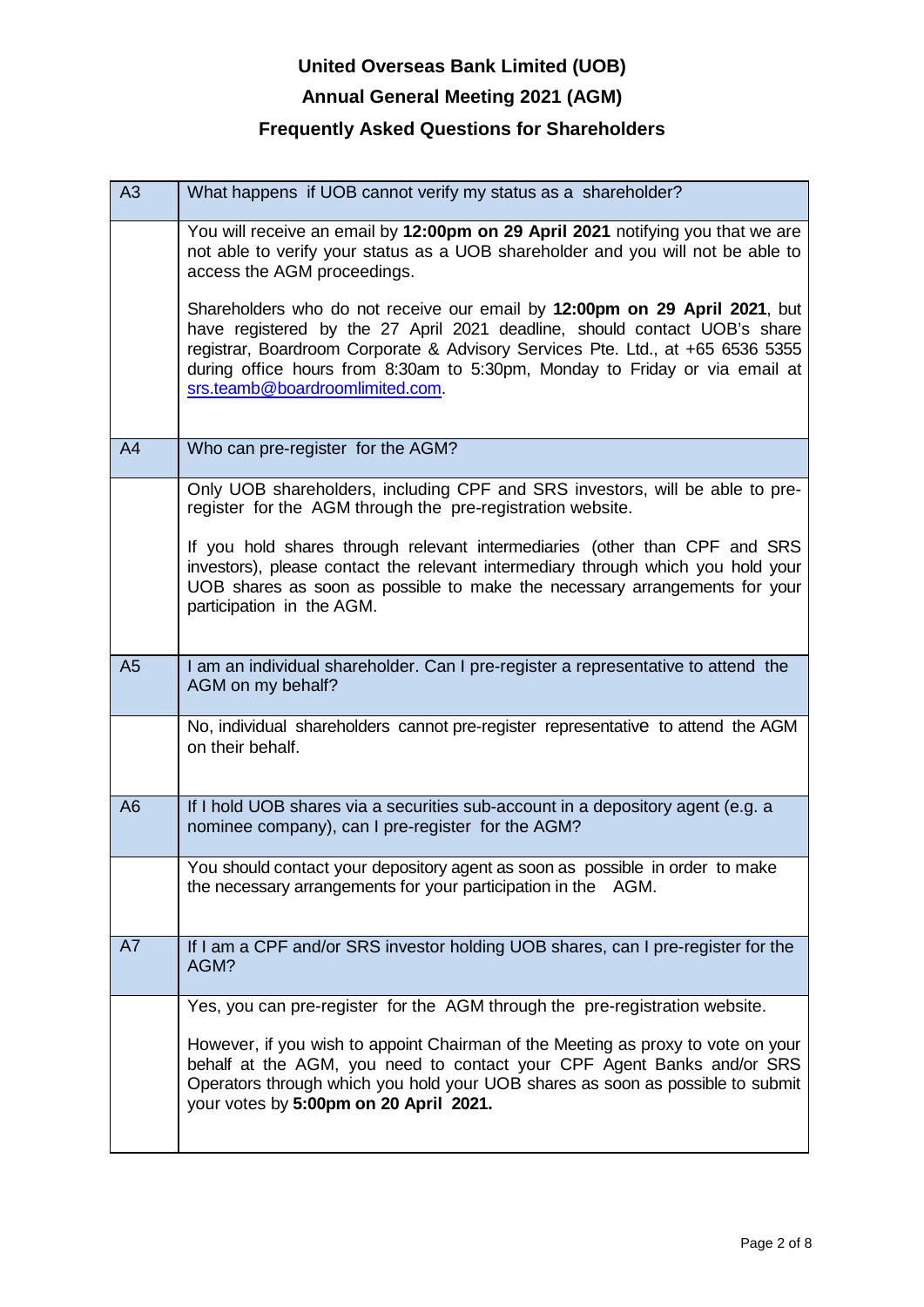# United Overseas Bank Limited (UOB)

## Annual General Meeting 2021 (AGM)

## Frequently Asked Questions for Shareholders

| | |
|---|---|
| A3 | What happens if UOB cannot verify my status as a shareholder? |
| | You will receive an email by **12:00pm on 29 April 2021** notifying you that we are not able to verify your status as a UOB shareholder and you will not be able to access the AGM proceedings.<br><br>Shareholders who do not receive our email by **12:00pm on 29 April 2021**, but have registered by the 27 April 2021 deadline, should contact UOB's share registrar, Boardroom Corporate & Advisory Services Pte. Ltd., at +65 6536 5355 during office hours from 8:30am to 5:30pm, Monday to Friday or via email at srs.teamb@boardroomlimited.com. |
| A4 | Who can pre-register for the AGM? |
| | Only UOB shareholders, including CPF and SRS investors, will be able to pre-register for the AGM through the pre-registration website.<br><br>If you hold shares through relevant intermediaries (other than CPF and SRS investors), please contact the relevant intermediary through which you hold your UOB shares as soon as possible to make the necessary arrangements for your participation in the AGM. |
| A5 | I am an individual shareholder. Can I pre-register a representative to attend the AGM on my behalf? |
| | No, individual shareholders cannot pre-register representative to attend the AGM on their behalf. |
| A6 | If I hold UOB shares via a securities sub-account in a depository agent (e.g. a nominee company), can I pre-register for the AGM? |
| | You should contact your depository agent as soon as possible in order to make the necessary arrangements for your participation in the AGM. |
| A7 | If I am a CPF and/or SRS investor holding UOB shares, can I pre-register for the AGM? |
| | Yes, you can pre-register for the AGM through the pre-registration website.<br><br>However, if you wish to appoint Chairman of the Meeting as proxy to vote on your behalf at the AGM, you need to contact your CPF Agent Banks and/or SRS Operators through which you hold your UOB shares as soon as possible to submit your votes by **5:00pm on 20 April 2021.** |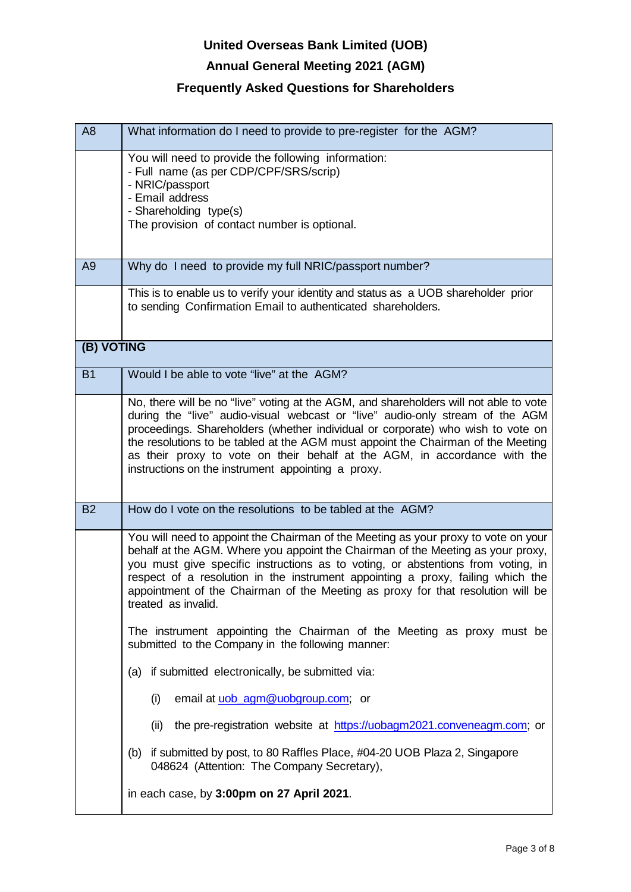# United Overseas Bank Limited (UOB)

## Annual General Meeting 2021 (AGM)

## Frequently Asked Questions for Shareholders

| | |
|---|---|
| A8 | What information do I need to provide to pre-register for the AGM? |
| | You will need to provide the following information:<br>- Full name (as per CDP/CPF/SRS/scrip)<br>- NRIC/passport<br>- Email address<br>- Shareholding type(s)<br>The provision of contact number is optional. |
| A9 | Why do I need to provide my full NRIC/passport number? |
| | This is to enable us to verify your identity and status as a UOB shareholder prior to sending Confirmation Email to authenticated shareholders. |
| **(B) VOTING** | |
| B1 | Would I be able to vote "live" at the AGM? |
| | No, there will be no "live" voting at the AGM, and shareholders will not able to vote during the "live" audio-visual webcast or "live" audio-only stream of the AGM proceedings. Shareholders (whether individual or corporate) who wish to vote on the resolutions to be tabled at the AGM must appoint the Chairman of the Meeting as their proxy to vote on their behalf at the AGM, in accordance with the instructions on the instrument appointing a proxy. |
| B2 | How do I vote on the resolutions to be tabled at the AGM? |
| | You will need to appoint the Chairman of the Meeting as your proxy to vote on your behalf at the AGM. Where you appoint the Chairman of the Meeting as your proxy, you must give specific instructions as to voting, or abstentions from voting, in respect of a resolution in the instrument appointing a proxy, failing which the appointment of the Chairman of the Meeting as proxy for that resolution will be treated as invalid.<br><br>The instrument appointing the Chairman of the Meeting as proxy must be submitted to the Company in the following manner:<br><br>(a) if submitted electronically, be submitted via:<br><br>(i) email at uob_agm@uobgroup.com; or<br><br>(ii) the pre-registration website at https://uobagm2021.conveneagm.com; or<br><br>(b) if submitted by post, to 80 Raffles Place, #04-20 UOB Plaza 2, Singapore 048624 (Attention: The Company Secretary),<br><br>in each case, by **3:00pm on 27 April 2021**. |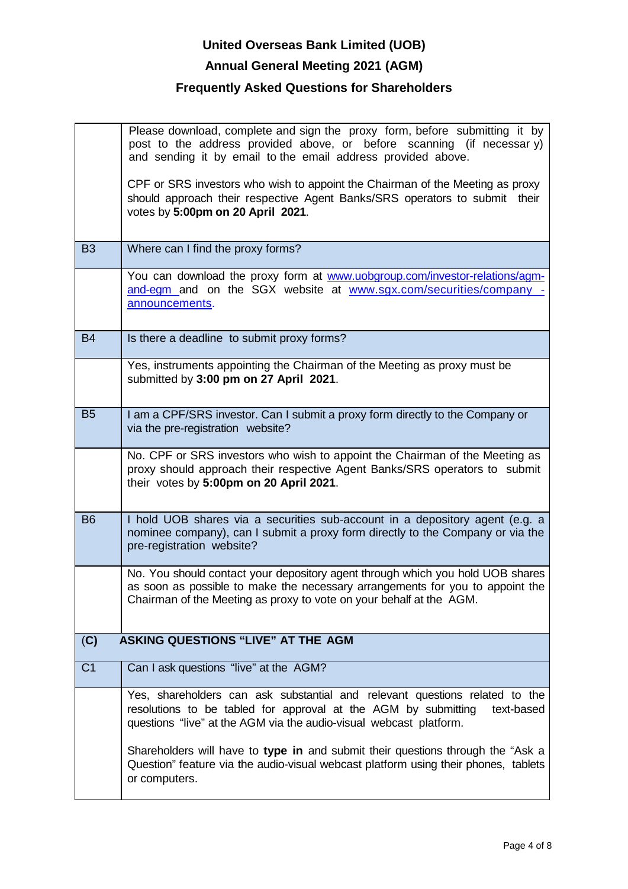| | |
|---|---|
| | Please download, complete and sign the proxy form, before submitting it by post to the address provided above, or before scanning (if necessar y) and sending it by email to the email address provided above.<br><br>CPF or SRS investors who wish to appoint the Chairman of the Meeting as proxy should approach their respective Agent Banks/SRS operators to submit their votes by **5:00pm on 20 April 2021**. |
| B3 | Where can I find the proxy forms? |
| | You can download the proxy form at www.uobgroup.com/investor-relations/agm-and-egm and on the SGX website at www.sgx.com/securities/company - announcements. |
| B4 | Is there a deadline to submit proxy forms? |
| | Yes, instruments appointing the Chairman of the Meeting as proxy must be submitted by **3:00 pm on 27 April 2021**. |
| B5 | I am a CPF/SRS investor. Can I submit a proxy form directly to the Company or via the pre-registration website? |
| | No. CPF or SRS investors who wish to appoint the Chairman of the Meeting as proxy should approach their respective Agent Banks/SRS operators to submit their votes by **5:00pm on 20 April 2021**. |
| B6 | I hold UOB shares via a securities sub-account in a depository agent (e.g. a nominee company), can I submit a proxy form directly to the Company or via the pre-registration website? |
| | No. You should contact your depository agent through which you hold UOB shares as soon as possible to make the necessary arrangements for you to appoint the Chairman of the Meeting as proxy to vote on your behalf at the AGM. |
| **(C)** | **ASKING QUESTIONS "LIVE" AT THE AGM** |
| C1 | Can I ask questions "live" at the AGM? |
| | Yes, shareholders can ask substantial and relevant questions related to the resolutions to be tabled for approval at the AGM by submitting text-based questions "live" at the AGM via the audio-visual webcast platform.<br><br>Shareholders will have to **type in** and submit their questions through the "Ask a Question" feature via the audio-visual webcast platform using their phones, tablets or computers. |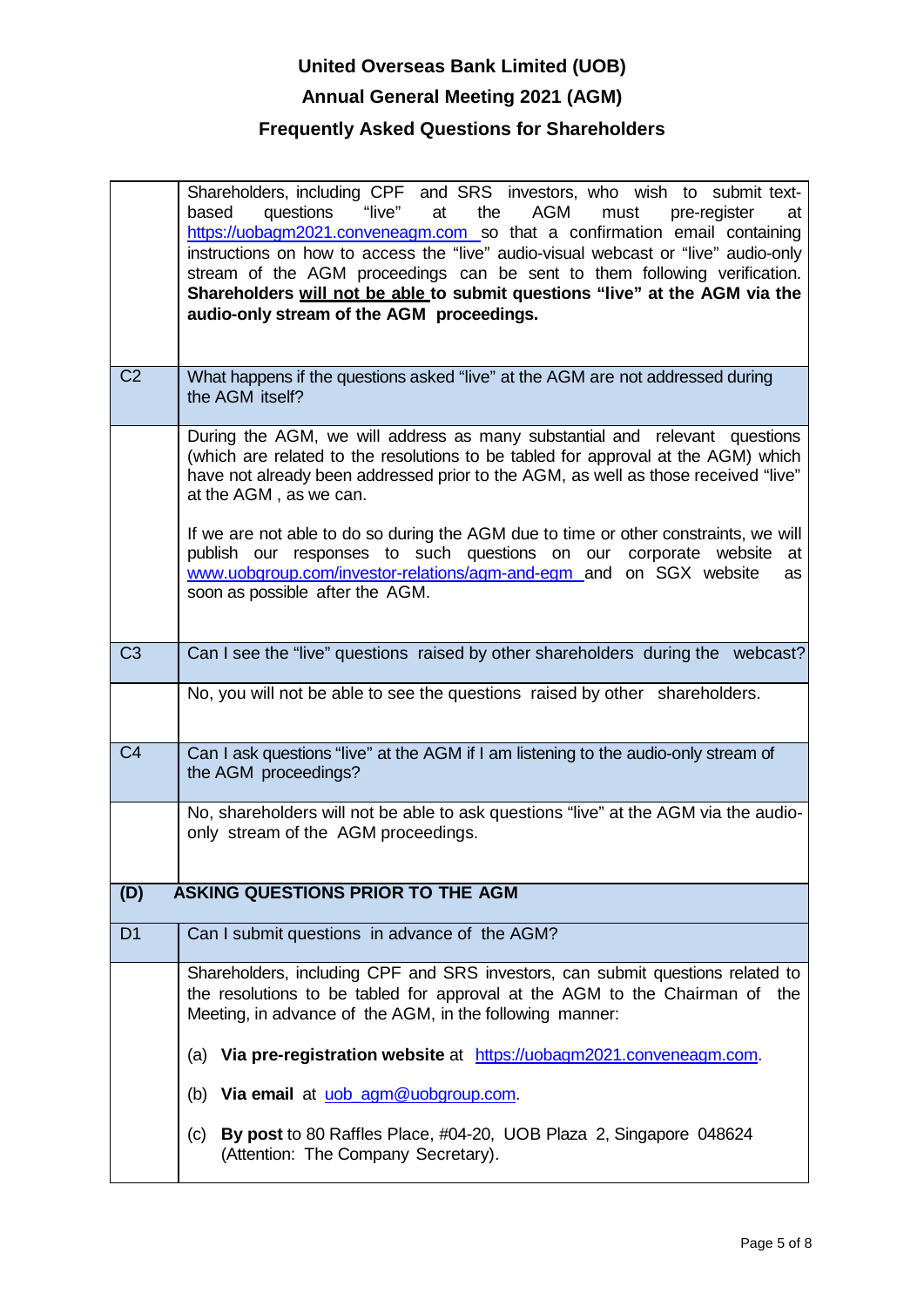# United Overseas Bank Limited (UOB)

## Annual General Meeting 2021 (AGM)

## Frequently Asked Questions for Shareholders

| | |
|---|---|
| | Shareholders, including CPF and SRS investors, who wish to submit text-based questions "live" at the AGM must pre-register at https://uobagm2021.conveneagm.com so that a confirmation email containing instructions on how to access the "live" audio-visual webcast or "live" audio-only stream of the AGM proceedings can be sent to them following verification. **Shareholders will not be able to submit questions "live" at the AGM via the audio-only stream of the AGM proceedings.** |
| C2 | What happens if the questions asked "live" at the AGM are not addressed during the AGM itself? |
| | During the AGM, we will address as many substantial and relevant questions (which are related to the resolutions to be tabled for approval at the AGM) which have not already been addressed prior to the AGM, as well as those received "live" at the AGM , as we can.<br><br>If we are not able to do so during the AGM due to time or other constraints, we will publish our responses to such questions on our corporate website at www.uobgroup.com/investor-relations/agm-and-egm and on SGX website as soon as possible after the AGM. |
| C3 | Can I see the "live" questions raised by other shareholders during the webcast? |
| | No, you will not be able to see the questions raised by other shareholders. |
| C4 | Can I ask questions "live" at the AGM if I am listening to the audio-only stream of the AGM proceedings? |
| | No, shareholders will not be able to ask questions "live" at the AGM via the audio-only stream of the AGM proceedings. |
| **(D)** | **ASKING QUESTIONS PRIOR TO THE AGM** |
| D1 | Can I submit questions in advance of the AGM? |
| | Shareholders, including CPF and SRS investors, can submit questions related to the resolutions to be tabled for approval at the AGM to the Chairman of the Meeting, in advance of the AGM, in the following manner:<br><br>(a) **Via pre-registration website** at https://uobagm2021.conveneagm.com.<br><br>(b) **Via email** at uob_agm@uobgroup.com.<br><br>(c) **By post** to 80 Raffles Place, #04-20, UOB Plaza 2, Singapore 048624 (Attention: The Company Secretary). |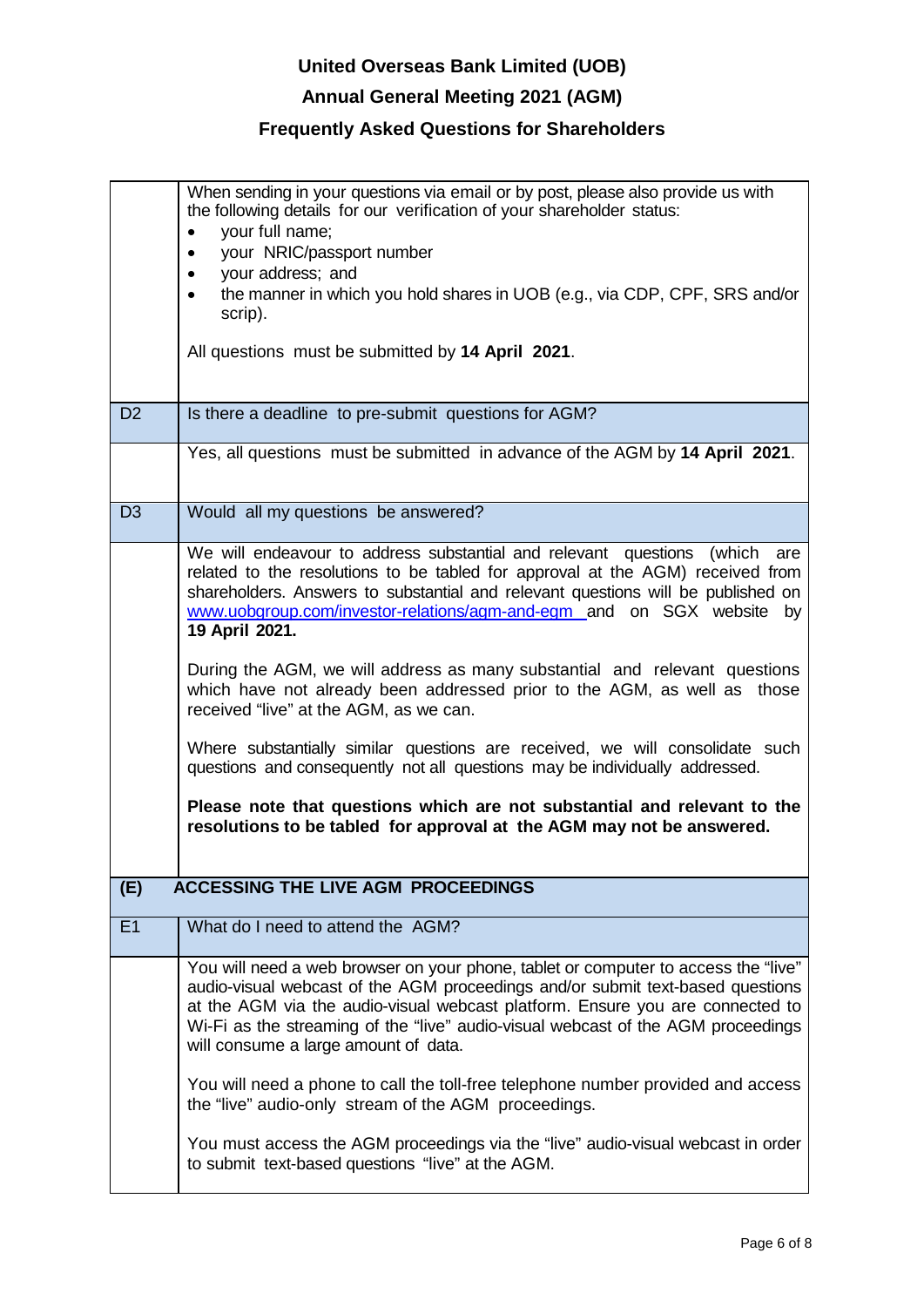| | |
|---|---|
| | When sending in your questions via email or by post, please also provide us with the following details for our verification of your shareholder status:<br>• your full name;<br>• your NRIC/passport number<br>• your address; and<br>• the manner in which you hold shares in UOB (e.g., via CDP, CPF, SRS and/or scrip).<br><br>All questions must be submitted by **14 April 2021**. |
| D2 | Is there a deadline to pre-submit questions for AGM? |
| | Yes, all questions must be submitted in advance of the AGM by **14 April 2021**. |
| D3 | Would all my questions be answered? |
| | We will endeavour to address substantial and relevant questions (which are related to the resolutions to be tabled for approval at the AGM) received from shareholders. Answers to substantial and relevant questions will be published on www.uobgroup.com/investor-relations/agm-and-egm and on SGX website by **19 April 2021.**<br><br>During the AGM, we will address as many substantial and relevant questions which have not already been addressed prior to the AGM, as well as those received "live" at the AGM, as we can.<br><br>Where substantially similar questions are received, we will consolidate such questions and consequently not all questions may be individually addressed.<br><br>**Please note that questions which are not substantial and relevant to the resolutions to be tabled for approval at the AGM may not be answered.** |
| **(E)** | **ACCESSING THE LIVE AGM PROCEEDINGS** |
| E1 | What do I need to attend the AGM? |
| | You will need a web browser on your phone, tablet or computer to access the "live" audio-visual webcast of the AGM proceedings and/or submit text-based questions at the AGM via the audio-visual webcast platform. Ensure you are connected to Wi-Fi as the streaming of the "live" audio-visual webcast of the AGM proceedings will consume a large amount of data.<br><br>You will need a phone to call the toll-free telephone number provided and access the "live" audio-only stream of the AGM proceedings.<br><br>You must access the AGM proceedings via the "live" audio-visual webcast in order to submit text-based questions "live" at the AGM. |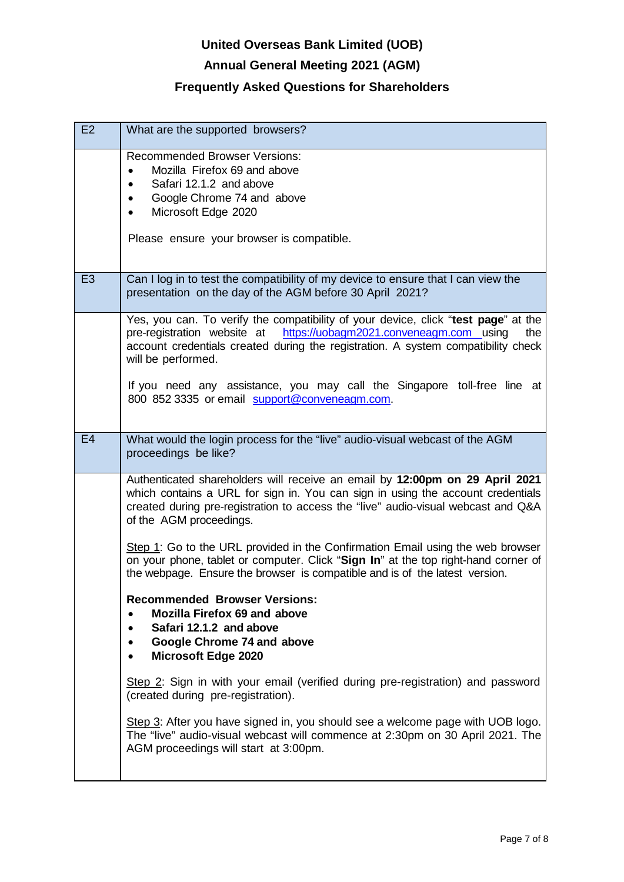# United Overseas Bank Limited (UOB)

## Annual General Meeting 2021 (AGM)

## Frequently Asked Questions for Shareholders

| | |
|---|---|
| E2 | What are the supported browsers? |
| | Recommended Browser Versions:<br>• Mozilla Firefox 69 and above<br>• Safari 12.1.2 and above<br>• Google Chrome 74 and above<br>• Microsoft Edge 2020<br><br>Please ensure your browser is compatible. |
| E3 | Can I log in to test the compatibility of my device to ensure that I can view the presentation on the day of the AGM before 30 April 2021? |
| | Yes, you can. To verify the compatibility of your device, click "**test page**" at the pre-registration website at https://uobagm2021.conveneagm.com using the account credentials created during the registration. A system compatibility check will be performed.<br><br>If you need any assistance, you may call the Singapore toll-free line at 800 852 3335 or email support@conveneagm.com. |
| E4 | What would the login process for the "live" audio-visual webcast of the AGM proceedings be like? |
| | Authenticated shareholders will receive an email by **12:00pm on 29 April 2021** which contains a URL for sign in. You can sign in using the account credentials created during pre-registration to access the "live" audio-visual webcast and Q&A of the AGM proceedings.<br><br>Step 1: Go to the URL provided in the Confirmation Email using the web browser on your phone, tablet or computer. Click "**Sign In**" at the top right-hand corner of the webpage. Ensure the browser is compatible and is of the latest version.<br><br>**Recommended Browser Versions:**<br>• **Mozilla Firefox 69 and above**<br>• **Safari 12.1.2 and above**<br>• **Google Chrome 74 and above**<br>• **Microsoft Edge 2020**<br><br>Step 2: Sign in with your email (verified during pre-registration) and password (created during pre-registration).<br><br>Step 3: After you have signed in, you should see a welcome page with UOB logo. The "live" audio-visual webcast will commence at 2:30pm on 30 April 2021. The AGM proceedings will start at 3:00pm. |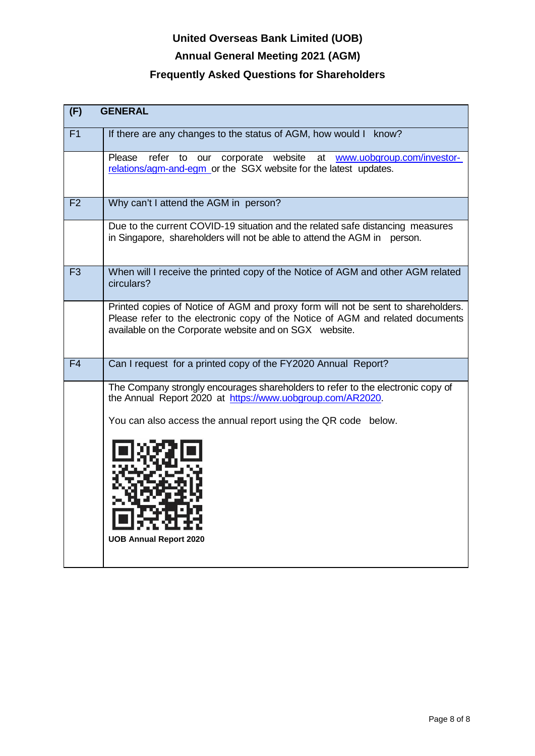# United Overseas Bank Limited (UOB)

## Annual General Meeting 2021 (AGM)

## Frequently Asked Questions for Shareholders

| (F) | GENERAL |
|---|---|
| F1 | If there are any changes to the status of AGM, how would I know? |
| | Please refer to our corporate website at www.uobgroup.com/investor-relations/agm-and-egm or the SGX website for the latest updates. |
| F2 | Why can't I attend the AGM in person? |
| | Due to the current COVID-19 situation and the related safe distancing measures in Singapore, shareholders will not be able to attend the AGM in person. |
| F3 | When will I receive the printed copy of the Notice of AGM and other AGM related circulars? |
| | Printed copies of Notice of AGM and proxy form will not be sent to shareholders. Please refer to the electronic copy of the Notice of AGM and related documents available on the Corporate website and on SGX website. |
| F4 | Can I request for a printed copy of the FY2020 Annual Report? |
| | The Company strongly encourages shareholders to refer to the electronic copy of the Annual Report 2020 at https://www.uobgroup.com/AR2020.<br><br>You can also access the annual report using the QR code below.<br><br>**UOB Annual Report 2020** |